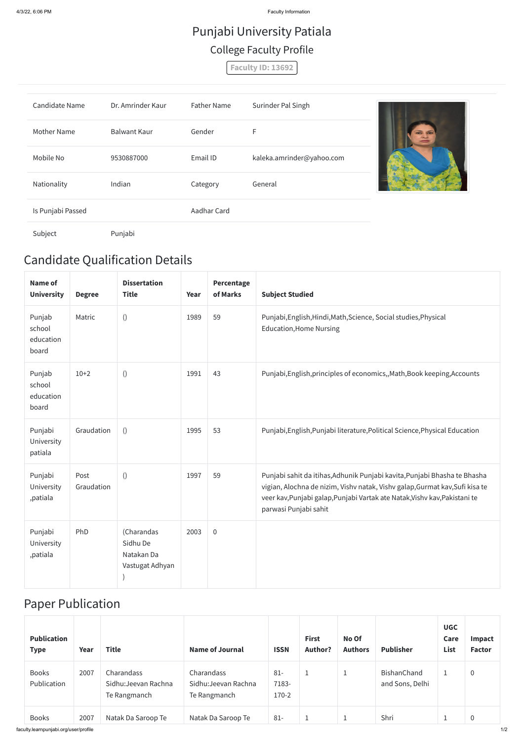# Punjabi University Patiala

## College Faculty Profile

**Faculty ID: 13692**

| | | | |
|---|---|---|---|
| Candidate Name | Dr. Amrinder Kaur | Father Name | Surinder Pal Singh |
| Mother Name | Balwant Kaur | Gender | F |
| Mobile No | 9530887000 | Email ID | kaleka.amrinder@yahoo.com |
| Nationality | Indian | Category | General |
| Is Punjabi Passed | | Aadhar Card | |
| Subject | Punjabi | | |

## Candidate Qualification Details

| Name of University | Degree | Dissertation Title | Year | Percentage of Marks | Subject Studied |
|---|---|---|---|---|---|
| Punjab school education board | Matric | () | 1989 | 59 | Punjabi,English,Hindi,Math,Science, Social studies,Physical Education,Home Nursing |
| Punjab school education board | 10+2 | () | 1991 | 43 | Punjabi,English,principles of economics,,Math,Book keeping,Accounts |
| Punjabi University patiala | Graudation | () | 1995 | 53 | Punjabi,English,Punjabi literature,Political Science,Physical Education |
| Punjabi University ,patiala | Post Graudation | () | 1997 | 59 | Punjabi sahit da itihas,Adhunik Punjabi kavita,Punjabi Bhasha te Bhasha vigian, Alochna de nizim, Vishv natak, Vishv galap,Gurmat kav,Sufi kisa te veer kav,Punjabi galap,Punjabi Vartak ate Natak,Vishv kav,Pakistani te parwasi Punjabi sahit |
| Punjabi University ,patiala | PhD | (Charandas Sidhu De Natakan Da Vastugat Adhyan ) | 2003 | 0 | |

## Paper Publication

| Publication Type | Year | Title | Name of Journal | ISSN | First Author? | No Of Authors | Publisher | UGC Care List | Impact Factor |
|---|---|---|---|---|---|---|---|---|---|
| Books Publication | 2007 | Charandass Sidhu:Jeevan Rachna Te Rangmanch | Charandass Sidhu:Jeevan Rachna Te Rangmanch | 81-7183-170-2 | 1 | 1 | BishanChand and Sons, Delhi | 1 | 0 |
| Books | 2007 | Natak Da Saroop Te | Natak Da Saroop Te | 81- | 1 | 1 | Shri | 1 | 0 |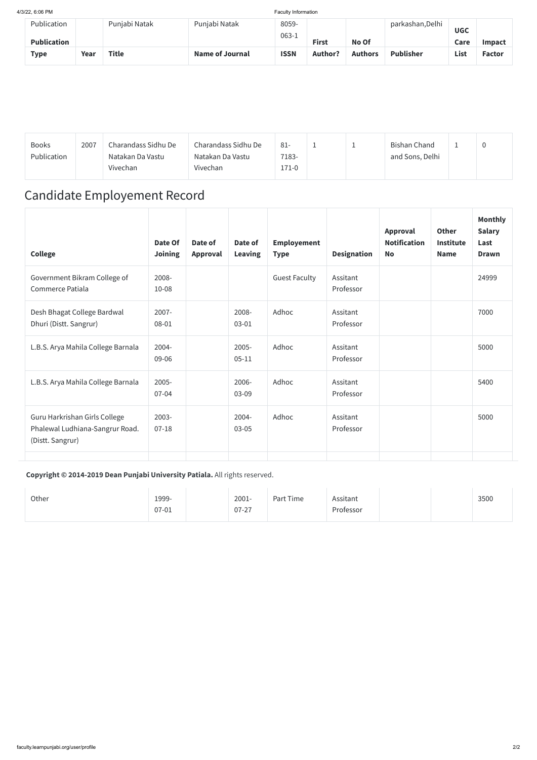| Publication Type | Year | Title | Name of Journal | ISSN | First Author? | No Of Authors | Publisher | UGC Care List | Impact Factor |
|---|---|---|---|---|---|---|---|---|---|
| Publication | | Punjabi Natak | Punjabi Natak | 8059-063-1 | | | parkashan,Delhi | | |
| Books Publication | 2007 | Charandass Sidhu De Natakan Da Vastu Vivechan | Charandass Sidhu De Natakan Da Vastu Vivechan | 81-7183-171-0 | 1 | 1 | Bishan Chand and Sons, Delhi | 1 | 0 |

## Candidate Employement Record

| College | Date Of Joining | Date of Approval | Date of Leaving | Employement Type | Designation | Approval Notification No | Other Institute Name | Monthly Salary Last Drawn |
|---|---|---|---|---|---|---|---|---|
| Government Bikram College of Commerce Patiala | 2008-10-08 | | | Guest Faculty | Assitant Professor | | | 24999 |
| Desh Bhagat College Bardwal Dhuri (Distt. Sangrur) | 2007-08-01 | | 2008-03-01 | Adhoc | Assitant Professor | | | 7000 |
| L.B.S. Arya Mahila College Barnala | 2004-09-06 | | 2005-05-11 | Adhoc | Assitant Professor | | | 5000 |
| L.B.S. Arya Mahila College Barnala | 2005-07-04 | | 2006-03-09 | Adhoc | Assitant Professor | | | 5400 |
| Guru Harkrishan Girls College Phalewal Ludhiana-Sangrur Road. (Distt. Sangrur) | 2003-07-18 | | 2004-03-05 | Adhoc | Assitant Professor | | | 5000 |
| Other | 1999-07-01 | | 2001-07-27 | Part Time | Assitant Professor | | | 3500 |

**Copyright © 2014-2019 Dean Punjabi University Patiala.** All rights reserved.